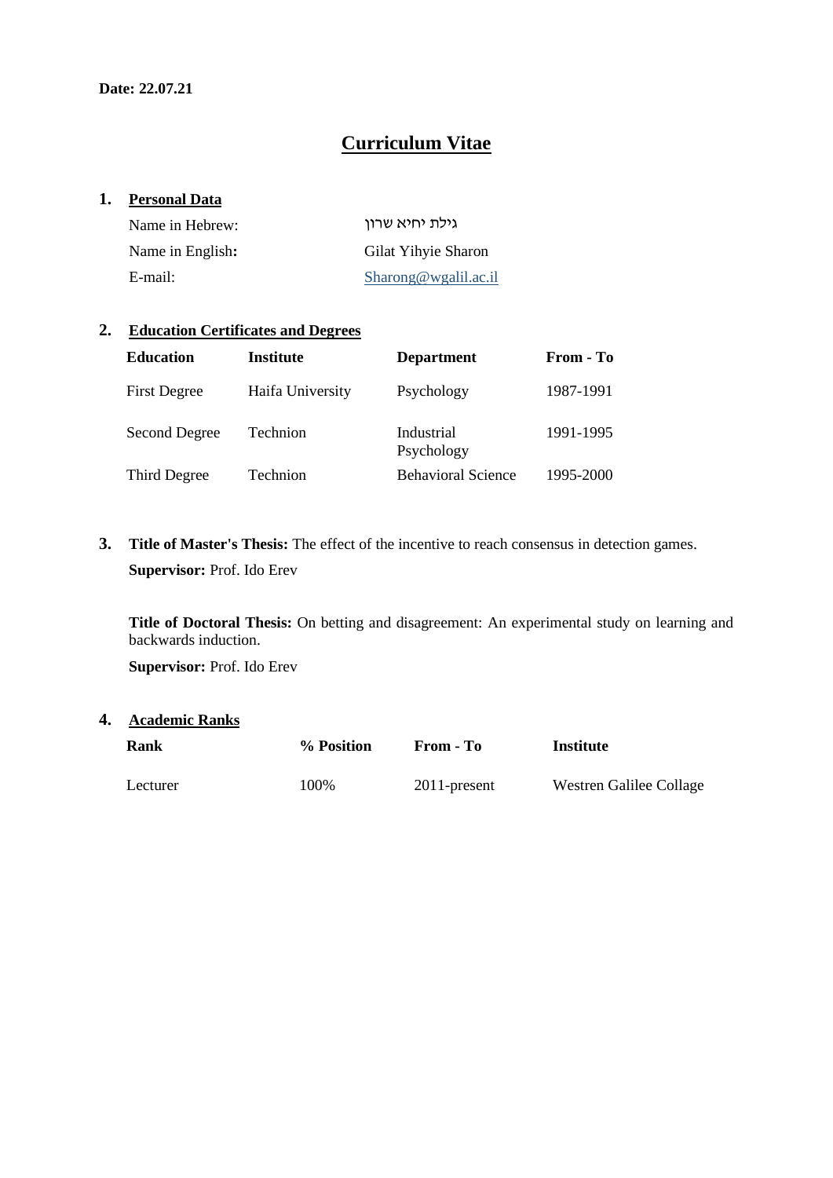**Date: 22.07.21**

# Curriculum Vitae

## 1. Personal Data

| | |
|---|---|
| Name in Hebrew: | גילת יחיא שרון |
| Name in English**:** | Gilat Yihyie Sharon |
| E-mail: | Sharong@wgalil.ac.il |

## 2. Education Certificates and Degrees

| Education | Institute | Department | From - To |
|---|---|---|---|
| First Degree | Haifa University | Psychology | 1987-1991 |
| Second Degree | Technion | Industrial Psychology | 1991-1995 |
| Third Degree | Technion | Behavioral Science | 1995-2000 |

**3. Title of Master's Thesis:** The effect of the incentive to reach consensus in detection games.

**Supervisor:** Prof. Ido Erev

**Title of Doctoral Thesis:** On betting and disagreement: An experimental study on learning and backwards induction.

**Supervisor:** Prof. Ido Erev

## 4. Academic Ranks

| Rank | % Position | From - To | Institute |
|---|---|---|---|
| Lecturer | 100% | 2011-present | Westren Galilee Collage |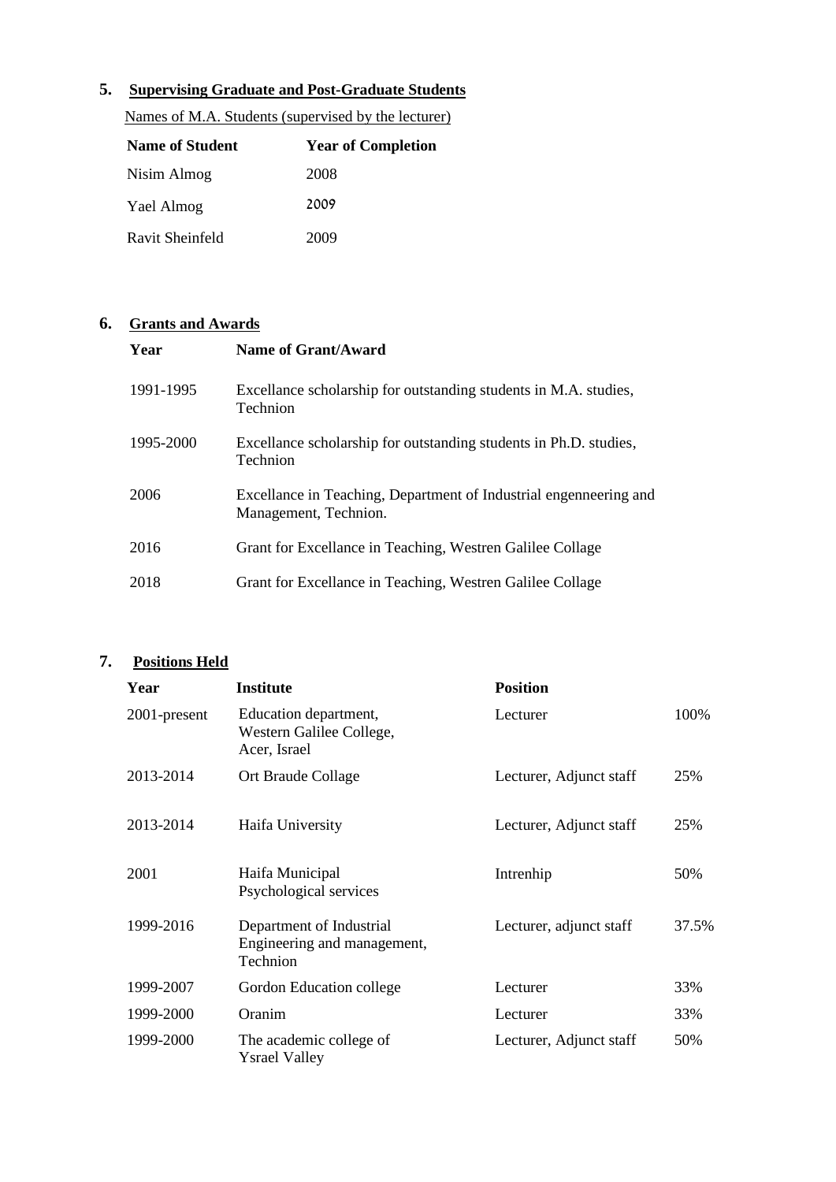## 5. Supervising Graduate and Post-Graduate Students

Names of M.A. Students (supervised by the lecturer)

| Name of Student | Year of Completion |
|---|---|
| Nisim Almog | 2008 |
| Yael Almog | 2009 |
| Ravit Sheinfeld | 2009 |

## 6. Grants and Awards

| Year | Name of Grant/Award |
|---|---|
| 1991-1995 | Excellance scholarship for outstanding students in M.A. studies, Technion |
| 1995-2000 | Excellance scholarship for outstanding students in Ph.D. studies, Technion |
| 2006 | Excellance in Teaching, Department of Industrial engenneering and Management, Technion. |
| 2016 | Grant for Excellance in Teaching, Westren Galilee Collage |
| 2018 | Grant for Excellance in Teaching, Westren Galilee Collage |

## 7. Positions Held

| Year | Institute | Position | |
|---|---|---|---|
| 2001-present | Education department, Western Galilee College, Acer, Israel | Lecturer | 100% |
| 2013-2014 | Ort Braude Collage | Lecturer, Adjunct staff | 25% |
| 2013-2014 | Haifa University | Lecturer, Adjunct staff | 25% |
| 2001 | Haifa Municipal Psychological services | Intrenhip | 50% |
| 1999-2016 | Department of Industrial Engineering and management, Technion | Lecturer, adjunct staff | 37.5% |
| 1999-2007 | Gordon Education college | Lecturer | 33% |
| 1999-2000 | Oranim | Lecturer | 33% |
| 1999-2000 | The academic college of Ysrael Valley | Lecturer, Adjunct staff | 50% |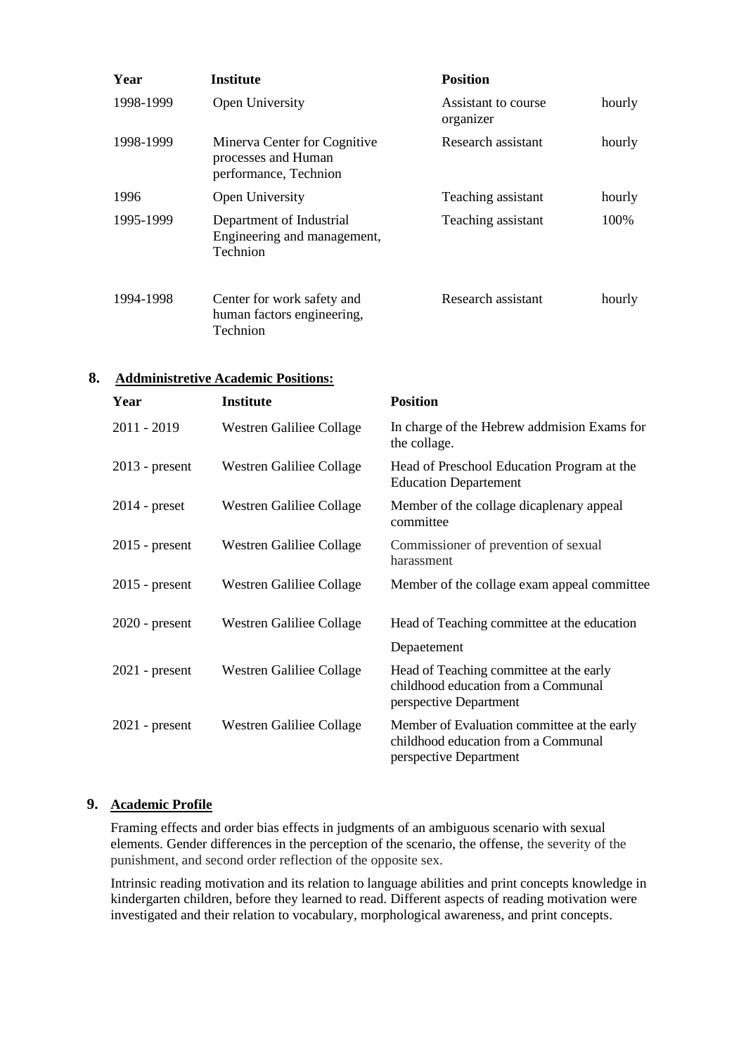| Year | Institute | Position | |
|---|---|---|---|
| 1998-1999 | Open University | Assistant to course organizer | hourly |
| 1998-1999 | Minerva Center for Cognitive processes and Human performance, Technion | Research assistant | hourly |
| 1996 | Open University | Teaching assistant | hourly |
| 1995-1999 | Department of Industrial Engineering and management, Technion | Teaching assistant | 100% |
| 1994-1998 | Center for work safety and human factors engineering, Technion | Research assistant | hourly |

## 8. Addministretive Academic Positions:

| Year | Institute | Position |
|---|---|---|
| 2011 - 2019 | Westren Galiliee Collage | In charge of the Hebrew addmision Exams for the collage. |
| 2013 - present | Westren Galiliee Collage | Head of Preschool Education Program at the Education Departement |
| 2014 - preset | Westren Galiliee Collage | Member of the collage dicaplenary appeal committee |
| 2015 - present | Westren Galiliee Collage | Commissioner of prevention of sexual harassment |
| 2015 - present | Westren Galiliee Collage | Member of the collage exam appeal committee |
| 2020 - present | Westren Galiliee Collage | Head of Teaching committee at the education Depaetement |
| 2021 - present | Westren Galiliee Collage | Head of Teaching committee at the early childhood education from a Communal perspective Department |
| 2021 - present | Westren Galiliee Collage | Member of Evaluation committee at the early childhood education from a Communal perspective Department |

## 9. Academic Profile

Framing effects and order bias effects in judgments of an ambiguous scenario with sexual elements. Gender differences in the perception of the scenario, the offense, the severity of the punishment, and second order reflection of the opposite sex.

Intrinsic reading motivation and its relation to language abilities and print concepts knowledge in kindergarten children, before they learned to read. Different aspects of reading motivation were investigated and their relation to vocabulary, morphological awareness, and print concepts.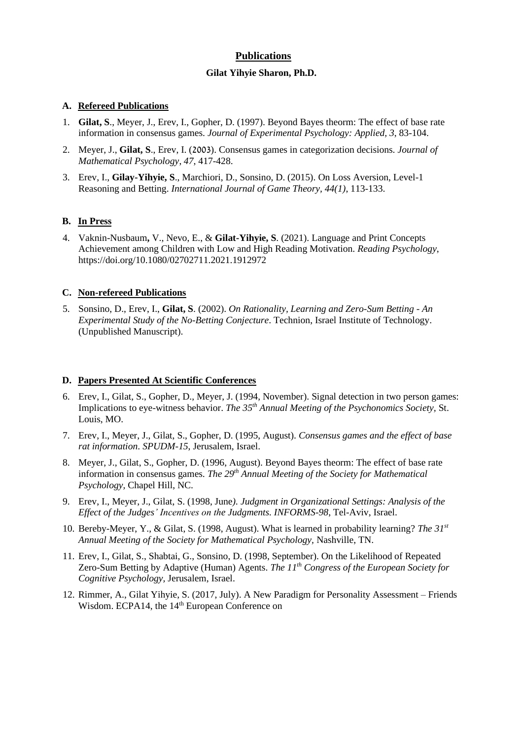# Publications

## Gilat Yihyie Sharon, Ph.D.

### A. Refereed Publications

1. **Gilat, S**., Meyer, J., Erev, I., Gopher, D. (1997). Beyond Bayes theorm: The effect of base rate information in consensus games. *Journal of Experimental Psychology: Applied, 3*, 83-104.
2. Meyer, J., **Gilat, S**., Erev, I. (2003). Consensus games in categorization decisions. *Journal of Mathematical Psychology, 47*, 417-428.
3. Erev, I., **Gilay-Yihyie, S**., Marchiori, D., Sonsino, D. (2015). On Loss Aversion, Level-1 Reasoning and Betting. *International Journal of Game Theory, 44(1)*, 113-133.

### B. In Press

4. Vaknin-Nusbaum**,** V., Nevo, E., & **Gilat-Yihyie, S**. (2021). Language and Print Concepts Achievement among Children with Low and High Reading Motivation. *Reading Psychology*, https://doi.org/10.1080/02702711.2021.1912972

### C. Non-refereed Publications

5. Sonsino, D., Erev, I., **Gilat, S**. (2002). *On Rationality, Learning and Zero-Sum Betting - An Experimental Study of the No-Betting Conjecture*. Technion, Israel Institute of Technology. (Unpublished Manuscript).

### D. Papers Presented At Scientific Conferences

6. Erev, I., Gilat, S., Gopher, D., Meyer, J. (1994, November). Signal detection in two person games: Implications to eye-witness behavior. *The 35th Annual Meeting of the Psychonomics Society*, St. Louis, MO.
7. Erev, I., Meyer, J., Gilat, S., Gopher, D. (1995, August). *Consensus games and the effect of base rat information*. *SPUDM-15*, Jerusalem, Israel.
8. Meyer, J., Gilat, S., Gopher, D. (1996, August). Beyond Bayes theorm: The effect of base rate information in consensus games. *The 29th Annual Meeting of the Society for Mathematical Psychology*, Chapel Hill, NC.
9. Erev, I., Meyer, J., Gilat, S. (1998, June*). Judgment in Organizational Settings: Analysis of the Effect of the Judges' Incentives on the Judgments. INFORMS-98*, Tel-Aviv, Israel.
10. Bereby-Meyer, Y., & Gilat, S. (1998, August). What is learned in probability learning? *The 31st Annual Meeting of the Society for Mathematical Psychology*, Nashville, TN.
11. Erev, I., Gilat, S., Shabtai, G., Sonsino, D. (1998, September). On the Likelihood of Repeated Zero-Sum Betting by Adaptive (Human) Agents. *The 11th Congress of the European Society for Cognitive Psychology*, Jerusalem, Israel.
12. Rimmer, A., Gilat Yihyie, S. (2017, July). A New Paradigm for Personality Assessment – Friends Wisdom. ECPA14, the 14th European Conference on